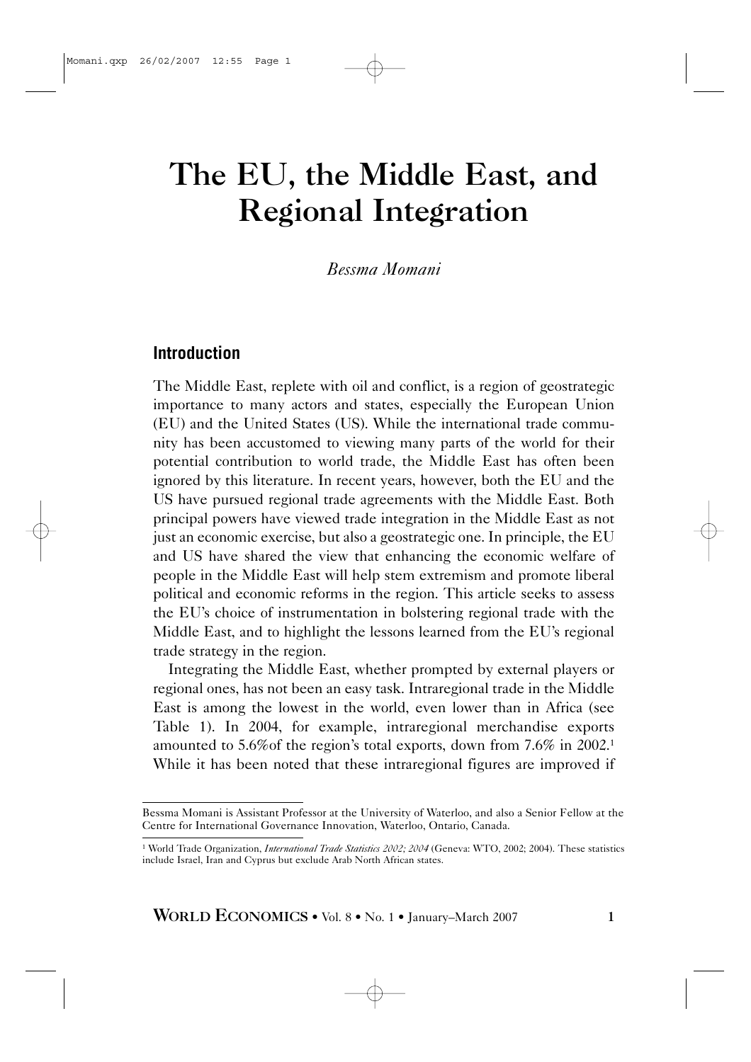# The EU, the Middle East, and Regional Integration

*Bessma Momani*

## Introduction

The Middle East, replete with oil and conflict, is a region of geostrategic importance to many actors and states, especially the European Union (EU) and the United States (US). While the international trade community has been accustomed to viewing many parts of the world for their potential contribution to world trade, the Middle East has often been ignored by this literature. In recent years, however, both the EU and the US have pursued regional trade agreements with the Middle East. Both principal powers have viewed trade integration in the Middle East as not just an economic exercise, but also a geostrategic one. In principle, the EU and US have shared the view that enhancing the economic welfare of people in the Middle East will help stem extremism and promote liberal political and economic reforms in the region. This article seeks to assess the EU's choice of instrumentation in bolstering regional trade with the Middle East, and to highlight the lessons learned from the EU's regional trade strategy in the region.

Integrating the Middle East, whether prompted by external players or regional ones, has not been an easy task. Intraregional trade in the Middle East is among the lowest in the world, even lower than in Africa (see Table 1). In 2004, for example, intraregional merchandise exports amounted to 5.6%of the region's total exports, down from 7.6% in 2002.[1] While it has been noted that these intraregional figures are improved if

---

Bessma Momani is Assistant Professor at the University of Waterloo, and also a Senior Fellow at the Centre for International Governance Innovation, Waterloo, Ontario, Canada.

[1] World Trade Organization, *International Trade Statistics 2002; 2004* (Geneva: WTO, 2002; 2004). These statistics include Israel, Iran and Cyprus but exclude Arab North African states.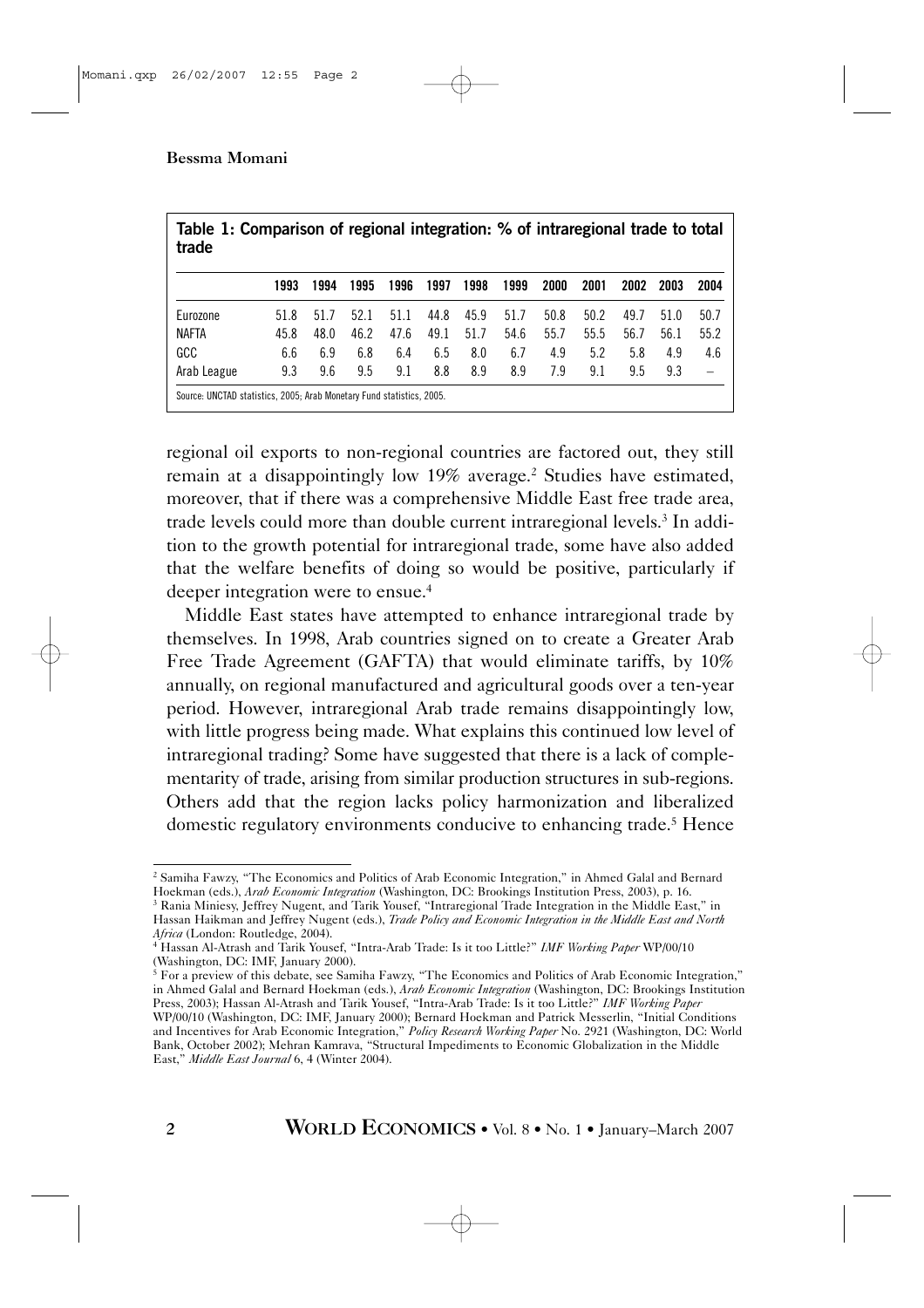**Table 1: Comparison of regional integration: % of intraregional trade to total trade**

| | 1993 | 1994 | 1995 | 1996 | 1997 | 1998 | 1999 | 2000 | 2001 | 2002 | 2003 | 2004 |
|---|---|---|---|---|---|---|---|---|---|---|---|---|
| Eurozone | 51.8 | 51.7 | 52.1 | 51.1 | 44.8 | 45.9 | 51.7 | 50.8 | 50.2 | 49.7 | 51.0 | 50.7 |
| NAFTA | 45.8 | 48.0 | 46.2 | 47.6 | 49.1 | 51.7 | 54.6 | 55.7 | 55.5 | 56.7 | 56.1 | 55.2 |
| GCC | 6.6 | 6.9 | 6.8 | 6.4 | 6.5 | 8.0 | 6.7 | 4.9 | 5.2 | 5.8 | 4.9 | 4.6 |
| Arab League | 9.3 | 9.6 | 9.5 | 9.1 | 8.8 | 8.9 | 8.9 | 7.9 | 9.1 | 9.5 | 9.3 | – |

Source: UNCTAD statistics, 2005; Arab Monetary Fund statistics, 2005.

regional oil exports to non-regional countries are factored out, they still remain at a disappointingly low 19% average.[2] Studies have estimated, moreover, that if there was a comprehensive Middle East free trade area, trade levels could more than double current intraregional levels.[3] In addition to the growth potential for intraregional trade, some have also added that the welfare benefits of doing so would be positive, particularly if deeper integration were to ensue.[4]

Middle East states have attempted to enhance intraregional trade by themselves. In 1998, Arab countries signed on to create a Greater Arab Free Trade Agreement (GAFTA) that would eliminate tariffs, by 10% annually, on regional manufactured and agricultural goods over a ten-year period. However, intraregional Arab trade remains disappointingly low, with little progress being made. What explains this continued low level of intraregional trading? Some have suggested that there is a lack of complementarity of trade, arising from similar production structures in sub-regions. Others add that the region lacks policy harmonization and liberalized domestic regulatory environments conducive to enhancing trade.[5] Hence

---

[2] Samiha Fawzy, "The Economics and Politics of Arab Economic Integration," in Ahmed Galal and Bernard Hoekman (eds.), *Arab Economic Integration* (Washington, DC: Brookings Institution Press, 2003), p. 16.

[3] Rania Miniesy, Jeffrey Nugent, and Tarik Yousef, "Intraregional Trade Integration in the Middle East," in Hassan Haikman and Jeffrey Nugent (eds.), *Trade Policy and Economic Integration in the Middle East and North Africa* (London: Routledge, 2004).

[4] Hassan Al-Atrash and Tarik Yousef, "Intra-Arab Trade: Is it too Little?" *IMF Working Paper* WP/00/10 (Washington, DC: IMF, January 2000).

[5] For a preview of this debate, see Samiha Fawzy, "The Economics and Politics of Arab Economic Integration," in Ahmed Galal and Bernard Hoekman (eds.), *Arab Economic Integration* (Washington, DC: Brookings Institution Press, 2003); Hassan Al-Atrash and Tarik Yousef, "Intra-Arab Trade: Is it too Little?" *IMF Working Paper* WP/00/10 (Washington, DC: IMF, January 2000); Bernard Hoekman and Patrick Messerlin, "Initial Conditions and Incentives for Arab Economic Integration," *Policy Research Working Paper* No. 2921 (Washington, DC: World Bank, October 2002); Mehran Kamrava, "Structural Impediments to Economic Globalization in the Middle East," *Middle East Journal* 6, 4 (Winter 2004).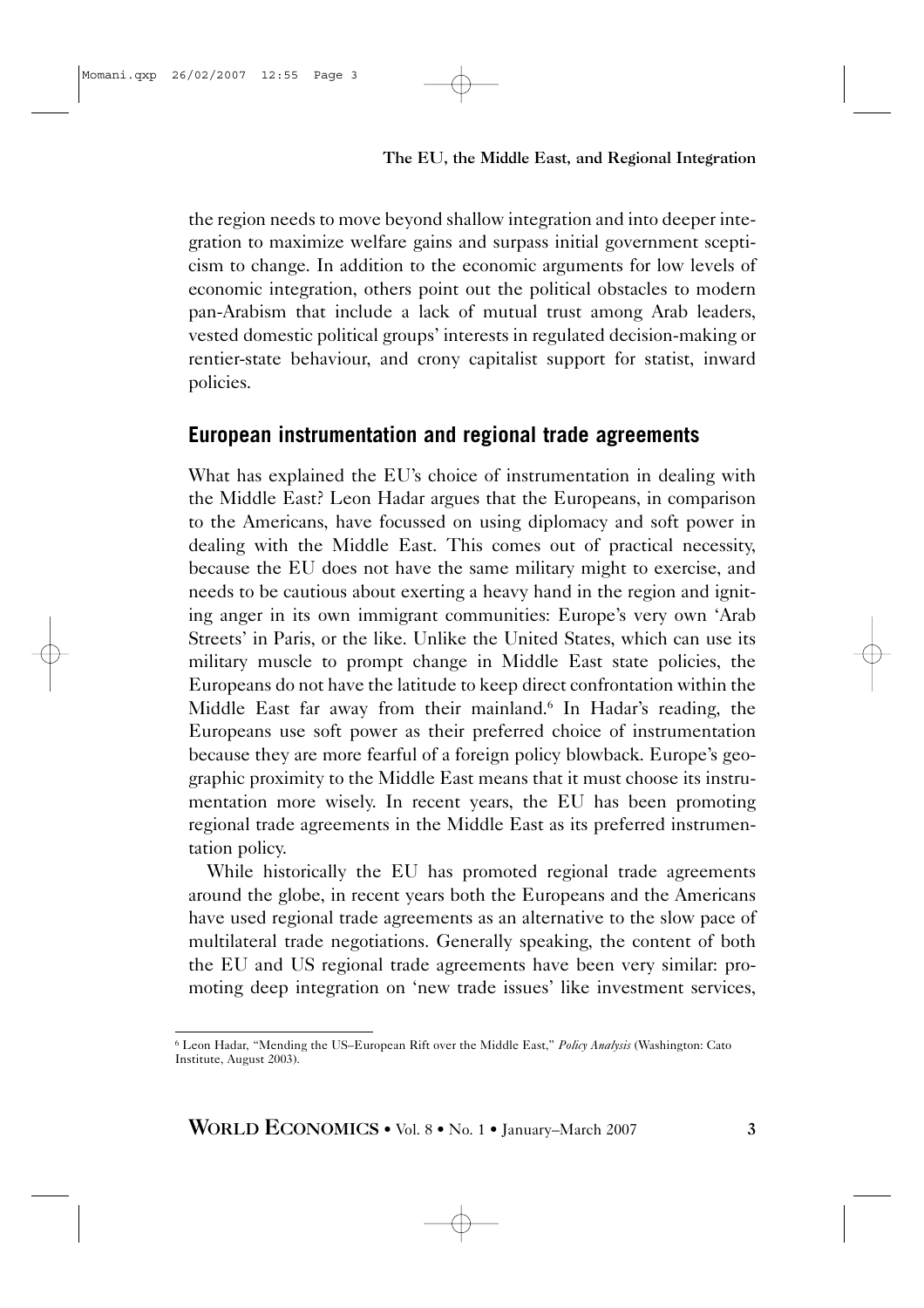the region needs to move beyond shallow integration and into deeper integration to maximize welfare gains and surpass initial government scepticism to change. In addition to the economic arguments for low levels of economic integration, others point out the political obstacles to modern pan-Arabism that include a lack of mutual trust among Arab leaders, vested domestic political groups' interests in regulated decision-making or rentier-state behaviour, and crony capitalist support for statist, inward policies.

## European instrumentation and regional trade agreements

What has explained the EU's choice of instrumentation in dealing with the Middle East? Leon Hadar argues that the Europeans, in comparison to the Americans, have focussed on using diplomacy and soft power in dealing with the Middle East. This comes out of practical necessity, because the EU does not have the same military might to exercise, and needs to be cautious about exerting a heavy hand in the region and igniting anger in its own immigrant communities: Europe's very own 'Arab Streets' in Paris, or the like. Unlike the United States, which can use its military muscle to prompt change in Middle East state policies, the Europeans do not have the latitude to keep direct confrontation within the Middle East far away from their mainland.[6] In Hadar's reading, the Europeans use soft power as their preferred choice of instrumentation because they are more fearful of a foreign policy blowback. Europe's geographic proximity to the Middle East means that it must choose its instrumentation more wisely. In recent years, the EU has been promoting regional trade agreements in the Middle East as its preferred instrumentation policy.

While historically the EU has promoted regional trade agreements around the globe, in recent years both the Europeans and the Americans have used regional trade agreements as an alternative to the slow pace of multilateral trade negotiations. Generally speaking, the content of both the EU and US regional trade agreements have been very similar: promoting deep integration on 'new trade issues' like investment services,

[6] Leon Hadar, "Mending the US–European Rift over the Middle East," *Policy Analysis* (Washington: Cato Institute, August 2003).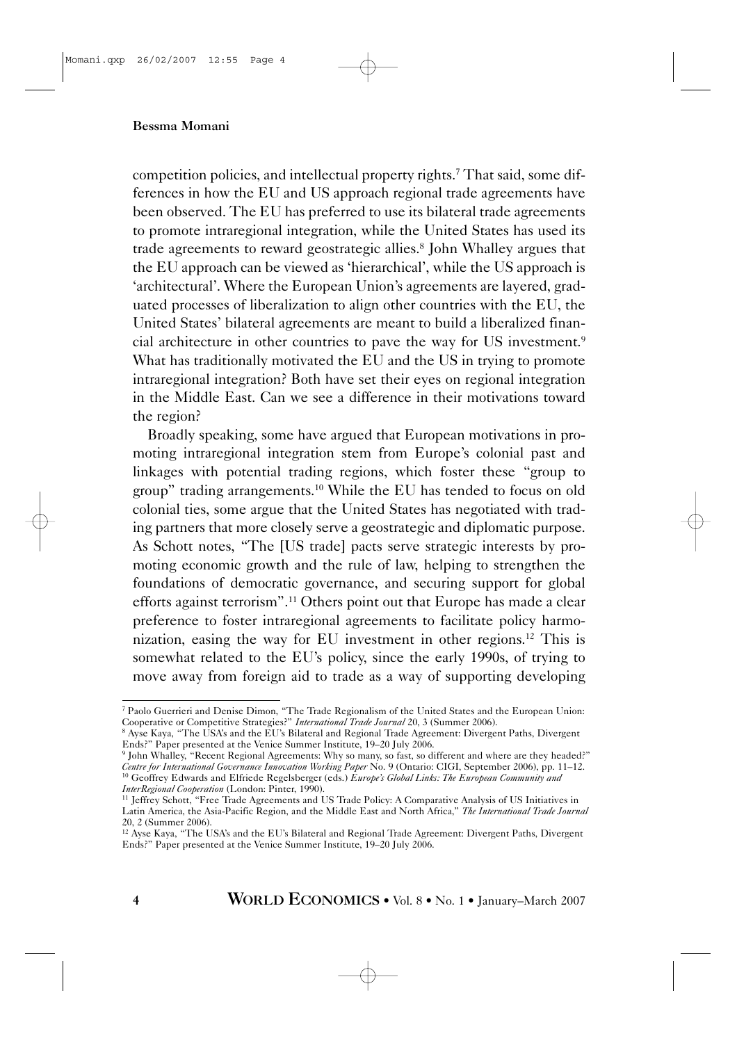competition policies, and intellectual property rights.[7] That said, some differences in how the EU and US approach regional trade agreements have been observed. The EU has preferred to use its bilateral trade agreements to promote intraregional integration, while the United States has used its trade agreements to reward geostrategic allies.[8] John Whalley argues that the EU approach can be viewed as 'hierarchical', while the US approach is 'architectural'. Where the European Union's agreements are layered, graduated processes of liberalization to align other countries with the EU, the United States' bilateral agreements are meant to build a liberalized financial architecture in other countries to pave the way for US investment.[9] What has traditionally motivated the EU and the US in trying to promote intraregional integration? Both have set their eyes on regional integration in the Middle East. Can we see a difference in their motivations toward the region?

Broadly speaking, some have argued that European motivations in promoting intraregional integration stem from Europe's colonial past and linkages with potential trading regions, which foster these "group to group" trading arrangements.[10] While the EU has tended to focus on old colonial ties, some argue that the United States has negotiated with trading partners that more closely serve a geostrategic and diplomatic purpose. As Schott notes, "The [US trade] pacts serve strategic interests by promoting economic growth and the rule of law, helping to strengthen the foundations of democratic governance, and securing support for global efforts against terrorism".[11] Others point out that Europe has made a clear preference to foster intraregional agreements to facilitate policy harmonization, easing the way for EU investment in other regions.[12] This is somewhat related to the EU's policy, since the early 1990s, of trying to move away from foreign aid to trade as a way of supporting developing

---

[7] Paolo Guerrieri and Denise Dimon, "The Trade Regionalism of the United States and the European Union: Cooperative or Competitive Strategies?" *International Trade Journal* 20, 3 (Summer 2006).

[8] Ayse Kaya, "The USA's and the EU's Bilateral and Regional Trade Agreement: Divergent Paths, Divergent Ends?" Paper presented at the Venice Summer Institute, 19–20 July 2006.

[9] John Whalley, "Recent Regional Agreements: Why so many, so fast, so different and where are they headed?" *Centre for International Governance Innovation Working Paper* No. 9 (Ontario: CIGI, September 2006), pp. 11–12.

[10] Geoffrey Edwards and Elfriede Regelsberger (eds.) *Europe's Global Links: The European Community and InterRegional Cooperation* (London: Pinter, 1990).

[11] Jeffrey Schott, "Free Trade Agreements and US Trade Policy: A Comparative Analysis of US Initiatives in Latin America, the Asia-Pacific Region, and the Middle East and North Africa," *The International Trade Journal* 20, 2 (Summer 2006).

[12] Ayse Kaya, "The USA's and the EU's Bilateral and Regional Trade Agreement: Divergent Paths, Divergent Ends?" Paper presented at the Venice Summer Institute, 19–20 July 2006.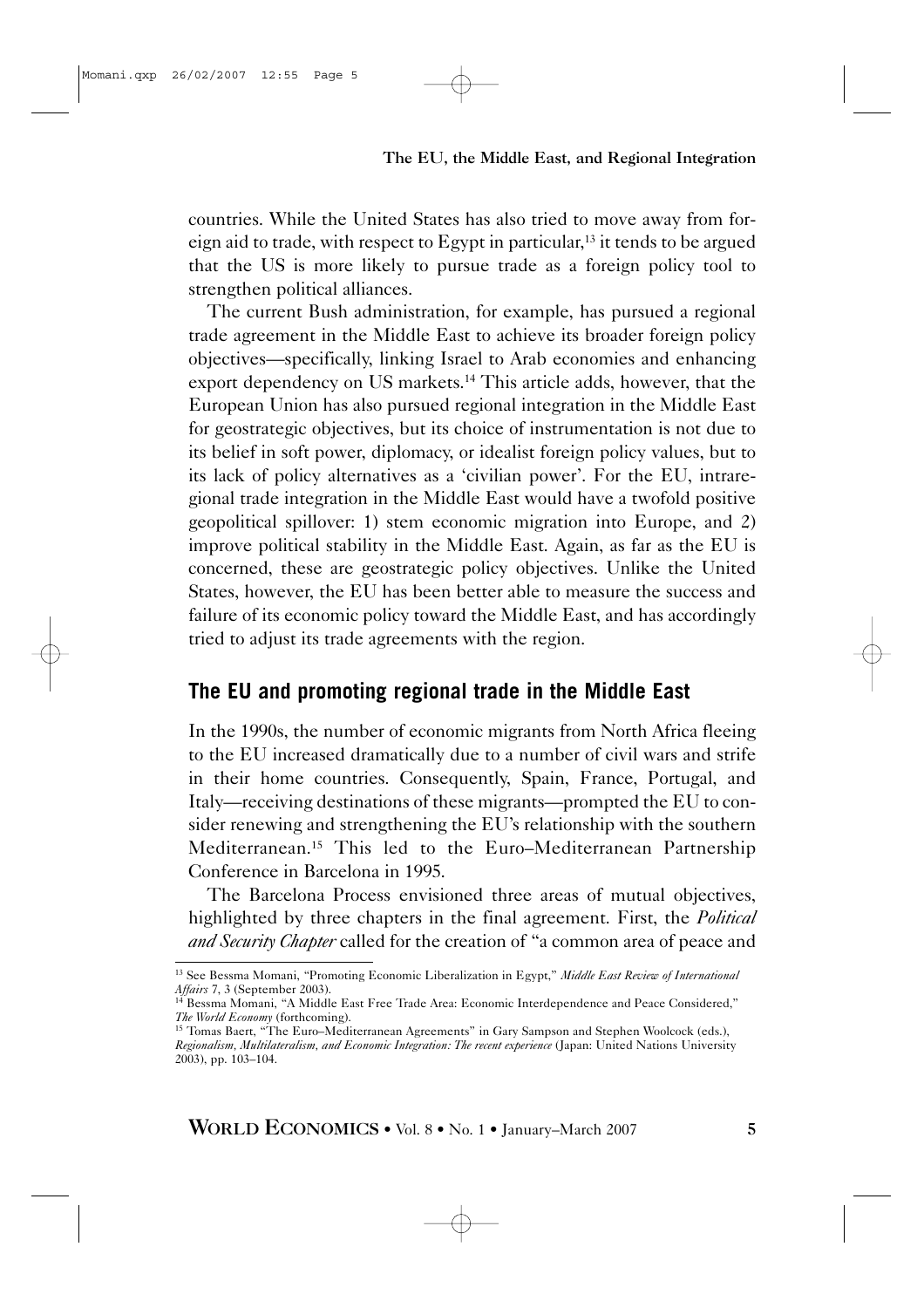countries. While the United States has also tried to move away from foreign aid to trade, with respect to Egypt in particular,[13] it tends to be argued that the US is more likely to pursue trade as a foreign policy tool to strengthen political alliances.

The current Bush administration, for example, has pursued a regional trade agreement in the Middle East to achieve its broader foreign policy objectives—specifically, linking Israel to Arab economies and enhancing export dependency on US markets.[14] This article adds, however, that the European Union has also pursued regional integration in the Middle East for geostrategic objectives, but its choice of instrumentation is not due to its belief in soft power, diplomacy, or idealist foreign policy values, but to its lack of policy alternatives as a 'civilian power'. For the EU, intraregional trade integration in the Middle East would have a twofold positive geopolitical spillover: 1) stem economic migration into Europe, and 2) improve political stability in the Middle East. Again, as far as the EU is concerned, these are geostrategic policy objectives. Unlike the United States, however, the EU has been better able to measure the success and failure of its economic policy toward the Middle East, and has accordingly tried to adjust its trade agreements with the region.

## The EU and promoting regional trade in the Middle East

In the 1990s, the number of economic migrants from North Africa fleeing to the EU increased dramatically due to a number of civil wars and strife in their home countries. Consequently, Spain, France, Portugal, and Italy—receiving destinations of these migrants—prompted the EU to consider renewing and strengthening the EU's relationship with the southern Mediterranean.[15] This led to the Euro–Mediterranean Partnership Conference in Barcelona in 1995.

The Barcelona Process envisioned three areas of mutual objectives, highlighted by three chapters in the final agreement. First, the *Political and Security Chapter* called for the creation of "a common area of peace and

---

[13] See Bessma Momani, "Promoting Economic Liberalization in Egypt," *Middle East Review of International Affairs* 7, 3 (September 2003).

[14] Bessma Momani, "A Middle East Free Trade Area: Economic Interdependence and Peace Considered," *The World Economy* (forthcoming).

[15] Tomas Baert, "The Euro–Mediterranean Agreements" in Gary Sampson and Stephen Woolcock (eds.), *Regionalism, Multilateralism, and Economic Integration: The recent experience* (Japan: United Nations University 2003), pp. 103–104.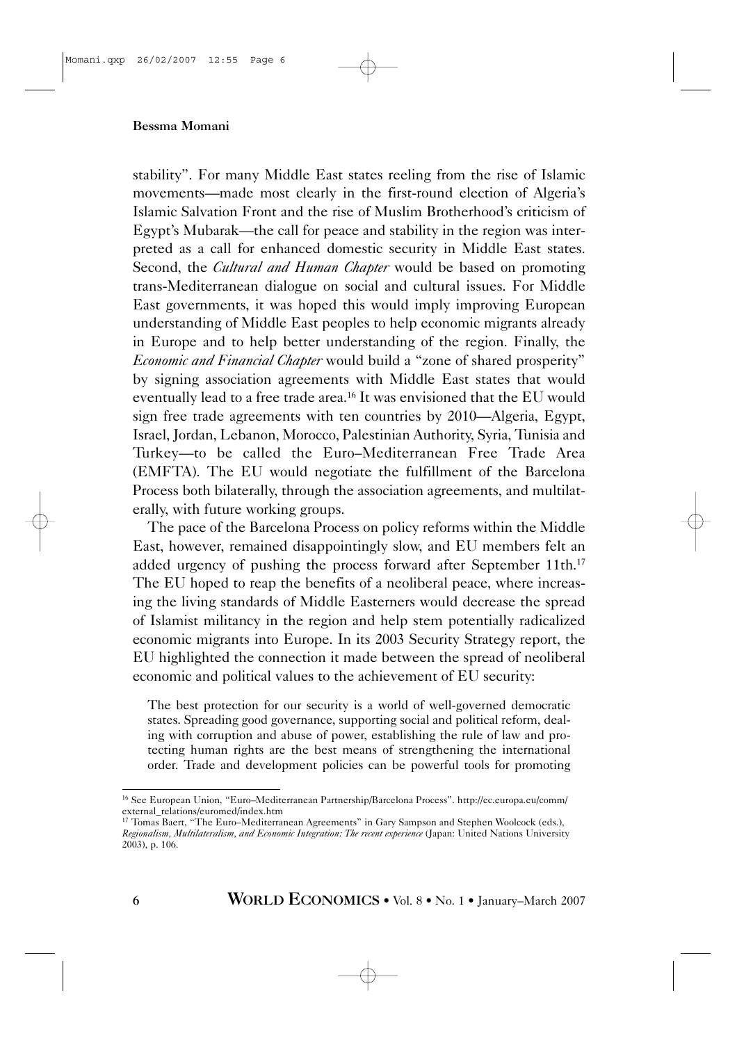stability". For many Middle East states reeling from the rise of Islamic movements—made most clearly in the first-round election of Algeria's Islamic Salvation Front and the rise of Muslim Brotherhood's criticism of Egypt's Mubarak—the call for peace and stability in the region was interpreted as a call for enhanced domestic security in Middle East states. Second, the *Cultural and Human Chapter* would be based on promoting trans-Mediterranean dialogue on social and cultural issues. For Middle East governments, it was hoped this would imply improving European understanding of Middle East peoples to help economic migrants already in Europe and to help better understanding of the region. Finally, the *Economic and Financial Chapter* would build a "zone of shared prosperity" by signing association agreements with Middle East states that would eventually lead to a free trade area.[16] It was envisioned that the EU would sign free trade agreements with ten countries by 2010—Algeria, Egypt, Israel, Jordan, Lebanon, Morocco, Palestinian Authority, Syria, Tunisia and Turkey—to be called the Euro–Mediterranean Free Trade Area (EMFTA). The EU would negotiate the fulfillment of the Barcelona Process both bilaterally, through the association agreements, and multilaterally, with future working groups.

The pace of the Barcelona Process on policy reforms within the Middle East, however, remained disappointingly slow, and EU members felt an added urgency of pushing the process forward after September 11th.[17] The EU hoped to reap the benefits of a neoliberal peace, where increasing the living standards of Middle Easterners would decrease the spread of Islamist militancy in the region and help stem potentially radicalized economic migrants into Europe. In its 2003 Security Strategy report, the EU highlighted the connection it made between the spread of neoliberal economic and political values to the achievement of EU security:

> The best protection for our security is a world of well-governed democratic states. Spreading good governance, supporting social and political reform, dealing with corruption and abuse of power, establishing the rule of law and protecting human rights are the best means of strengthening the international order. Trade and development policies can be powerful tools for promoting

---

[16] See European Union, "Euro–Mediterranean Partnership/Barcelona Process". http://ec.europa.eu/comm/external_relations/euromed/index.htm

[17] Tomas Baert, "The Euro–Mediterranean Agreements" in Gary Sampson and Stephen Woolcock (eds.), *Regionalism, Multilateralism, and Economic Integration: The recent experience* (Japan: United Nations University 2003), p. 106.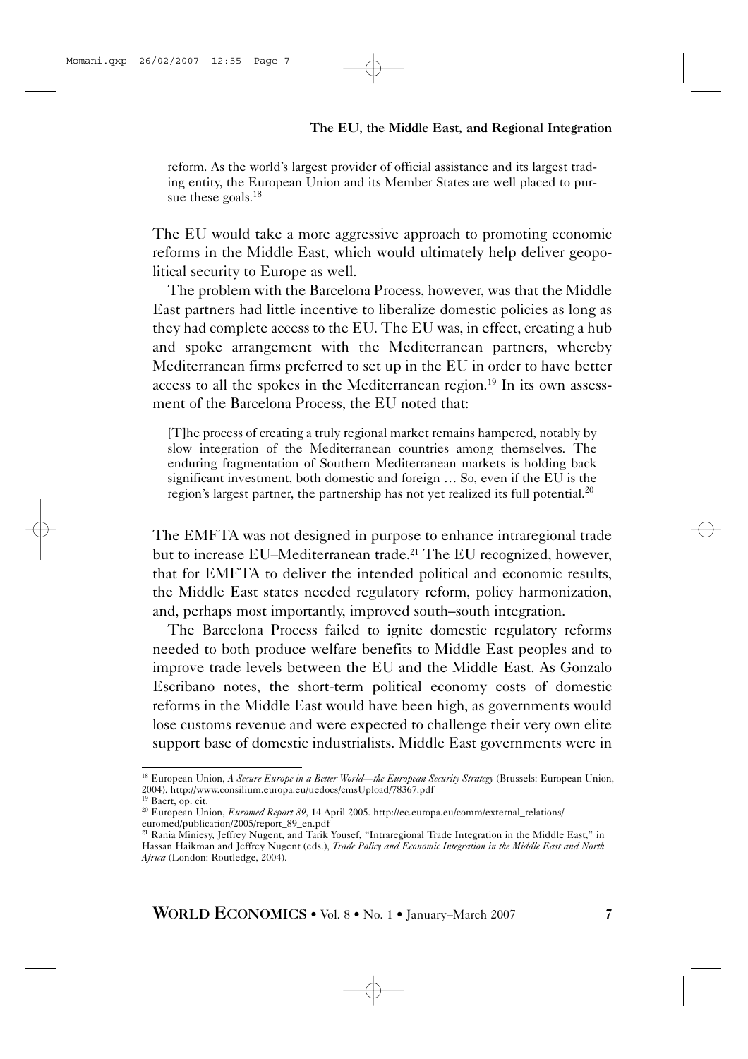> reform. As the world's largest provider of official assistance and its largest trading entity, the European Union and its Member States are well placed to pursue these goals.[18]

The EU would take a more aggressive approach to promoting economic reforms in the Middle East, which would ultimately help deliver geopolitical security to Europe as well.

The problem with the Barcelona Process, however, was that the Middle East partners had little incentive to liberalize domestic policies as long as they had complete access to the EU. The EU was, in effect, creating a hub and spoke arrangement with the Mediterranean partners, whereby Mediterranean firms preferred to set up in the EU in order to have better access to all the spokes in the Mediterranean region.[19] In its own assessment of the Barcelona Process, the EU noted that:

> [T]he process of creating a truly regional market remains hampered, notably by slow integration of the Mediterranean countries among themselves. The enduring fragmentation of Southern Mediterranean markets is holding back significant investment, both domestic and foreign … So, even if the EU is the region's largest partner, the partnership has not yet realized its full potential.[20]

The EMFTA was not designed in purpose to enhance intraregional trade but to increase EU–Mediterranean trade.[21] The EU recognized, however, that for EMFTA to deliver the intended political and economic results, the Middle East states needed regulatory reform, policy harmonization, and, perhaps most importantly, improved south–south integration.

The Barcelona Process failed to ignite domestic regulatory reforms needed to both produce welfare benefits to Middle East peoples and to improve trade levels between the EU and the Middle East. As Gonzalo Escribano notes, the short-term political economy costs of domestic reforms in the Middle East would have been high, as governments would lose customs revenue and were expected to challenge their very own elite support base of domestic industrialists. Middle East governments were in

---

[18] European Union, *A Secure Europe in a Better World—the European Security Strategy* (Brussels: European Union, 2004). http://www.consilium.europa.eu/uedocs/cmsUpload/78367.pdf

[19] Baert, op. cit.

[20] European Union, *Euromed Report 89*, 14 April 2005. http://ec.europa.eu/comm/external_relations/euromed/publication/2005/report_89_en.pdf

[21] Rania Miniesy, Jeffrey Nugent, and Tarik Yousef, "Intraregional Trade Integration in the Middle East," in Hassan Haikman and Jeffrey Nugent (eds.), *Trade Policy and Economic Integration in the Middle East and North Africa* (London: Routledge, 2004).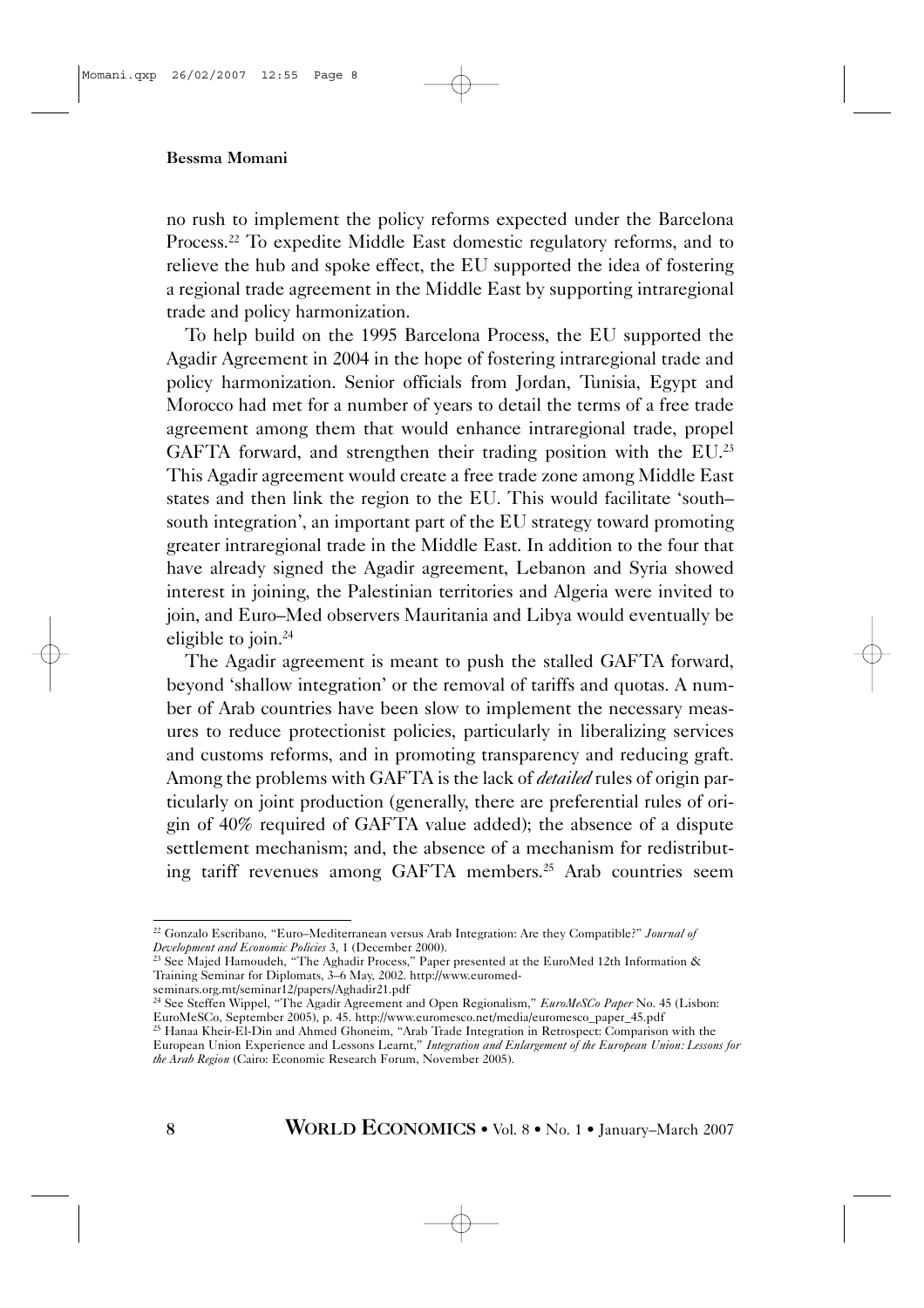no rush to implement the policy reforms expected under the Barcelona Process.[22] To expedite Middle East domestic regulatory reforms, and to relieve the hub and spoke effect, the EU supported the idea of fostering a regional trade agreement in the Middle East by supporting intraregional trade and policy harmonization.

To help build on the 1995 Barcelona Process, the EU supported the Agadir Agreement in 2004 in the hope of fostering intraregional trade and policy harmonization. Senior officials from Jordan, Tunisia, Egypt and Morocco had met for a number of years to detail the terms of a free trade agreement among them that would enhance intraregional trade, propel GAFTA forward, and strengthen their trading position with the EU.[23] This Agadir agreement would create a free trade zone among Middle East states and then link the region to the EU. This would facilitate 'south–south integration', an important part of the EU strategy toward promoting greater intraregional trade in the Middle East. In addition to the four that have already signed the Agadir agreement, Lebanon and Syria showed interest in joining, the Palestinian territories and Algeria were invited to join, and Euro–Med observers Mauritania and Libya would eventually be eligible to join.[24]

The Agadir agreement is meant to push the stalled GAFTA forward, beyond 'shallow integration' or the removal of tariffs and quotas. A number of Arab countries have been slow to implement the necessary measures to reduce protectionist policies, particularly in liberalizing services and customs reforms, and in promoting transparency and reducing graft. Among the problems with GAFTA is the lack of *detailed* rules of origin particularly on joint production (generally, there are preferential rules of origin of 40% required of GAFTA value added); the absence of a dispute settlement mechanism; and, the absence of a mechanism for redistributing tariff revenues among GAFTA members.[25] Arab countries seem

---

[22] Gonzalo Escribano, "Euro–Mediterranean versus Arab Integration: Are they Compatible?" *Journal of Development and Economic Policies* 3, 1 (December 2000).

[23] See Majed Hamoudeh, "The Aghadir Process," Paper presented at the EuroMed 12th Information & Training Seminar for Diplomats, 3–6 May, 2002. http://www.euromed-seminars.org.mt/seminar12/papers/Aghadir21.pdf

[24] See Steffen Wippel, "The Agadir Agreement and Open Regionalism," *EuroMeSCo Paper* No. 45 (Lisbon: EuroMeSCo, September 2005), p. 45. http://www.euromesco.net/media/euromesco_paper_45.pdf

[25] Hanaa Kheir-El-Din and Ahmed Ghoneim, "Arab Trade Integration in Retrospect: Comparison with the European Union Experience and Lessons Learnt," *Integration and Enlargement of the European Union: Lessons for the Arab Region* (Cairo: Economic Research Forum, November 2005).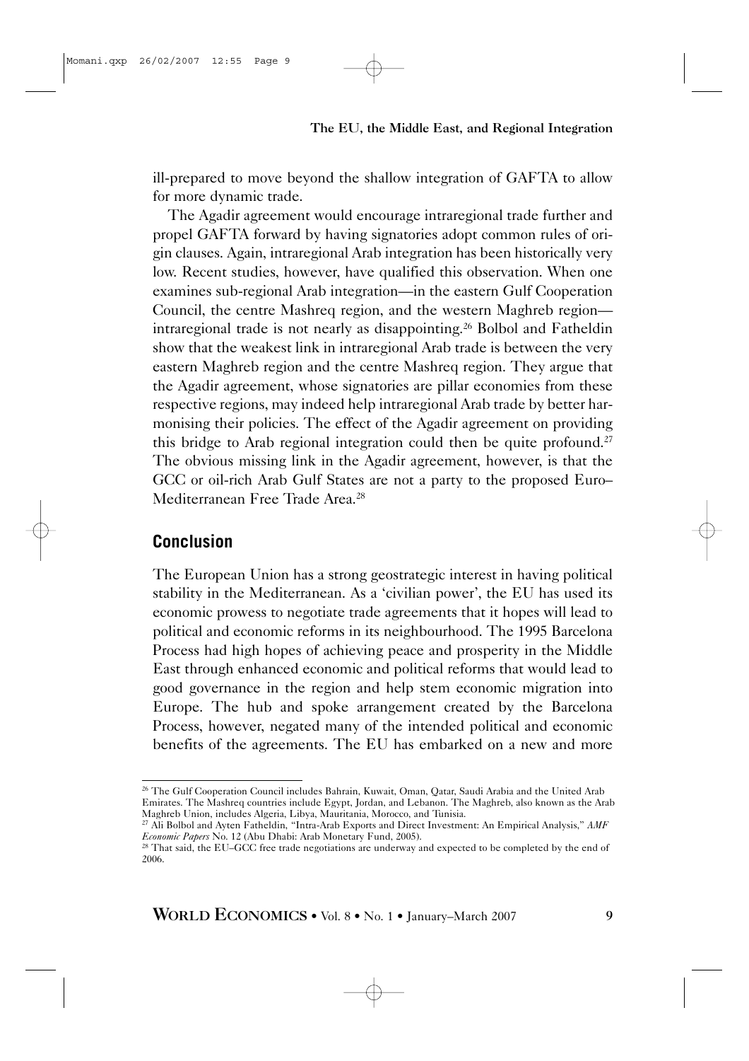ill-prepared to move beyond the shallow integration of GAFTA to allow for more dynamic trade.

The Agadir agreement would encourage intraregional trade further and propel GAFTA forward by having signatories adopt common rules of origin clauses. Again, intraregional Arab integration has been historically very low. Recent studies, however, have qualified this observation. When one examines sub-regional Arab integration—in the eastern Gulf Cooperation Council, the centre Mashreq region, and the western Maghreb region—intraregional trade is not nearly as disappointing.[26] Bolbol and Fatheldin show that the weakest link in intraregional Arab trade is between the very eastern Maghreb region and the centre Mashreq region. They argue that the Agadir agreement, whose signatories are pillar economies from these respective regions, may indeed help intraregional Arab trade by better harmonising their policies. The effect of the Agadir agreement on providing this bridge to Arab regional integration could then be quite profound.[27] The obvious missing link in the Agadir agreement, however, is that the GCC or oil-rich Arab Gulf States are not a party to the proposed Euro–Mediterranean Free Trade Area.[28]

## Conclusion

The European Union has a strong geostrategic interest in having political stability in the Mediterranean. As a 'civilian power', the EU has used its economic prowess to negotiate trade agreements that it hopes will lead to political and economic reforms in its neighbourhood. The 1995 Barcelona Process had high hopes of achieving peace and prosperity in the Middle East through enhanced economic and political reforms that would lead to good governance in the region and help stem economic migration into Europe. The hub and spoke arrangement created by the Barcelona Process, however, negated many of the intended political and economic benefits of the agreements. The EU has embarked on a new and more

---

[26] The Gulf Cooperation Council includes Bahrain, Kuwait, Oman, Qatar, Saudi Arabia and the United Arab Emirates. The Mashreq countries include Egypt, Jordan, and Lebanon. The Maghreb, also known as the Arab Maghreb Union, includes Algeria, Libya, Mauritania, Morocco, and Tunisia.

[27] Ali Bolbol and Ayten Fatheldin, "Intra-Arab Exports and Direct Investment: An Empirical Analysis," *AMF Economic Papers* No. 12 (Abu Dhabi: Arab Monetary Fund, 2005).

[28] That said, the EU–GCC free trade negotiations are underway and expected to be completed by the end of 2006.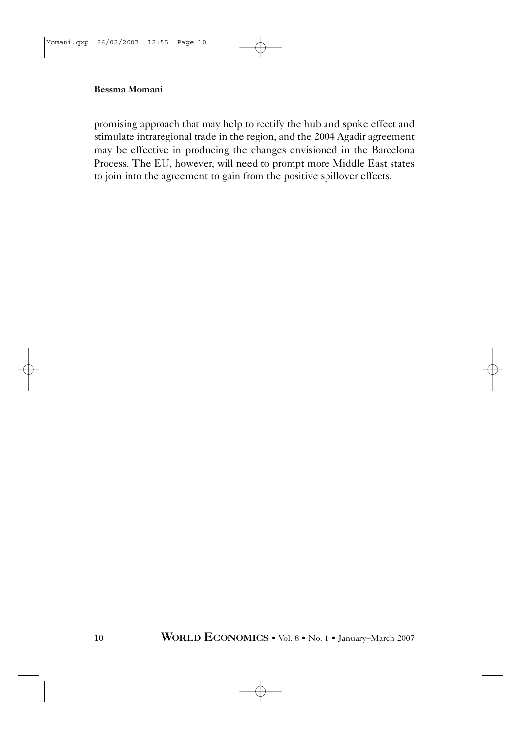promising approach that may help to rectify the hub and spoke effect and stimulate intraregional trade in the region, and the 2004 Agadir agreement may be effective in producing the changes envisioned in the Barcelona Process. The EU, however, will need to prompt more Middle East states to join into the agreement to gain from the positive spillover effects.